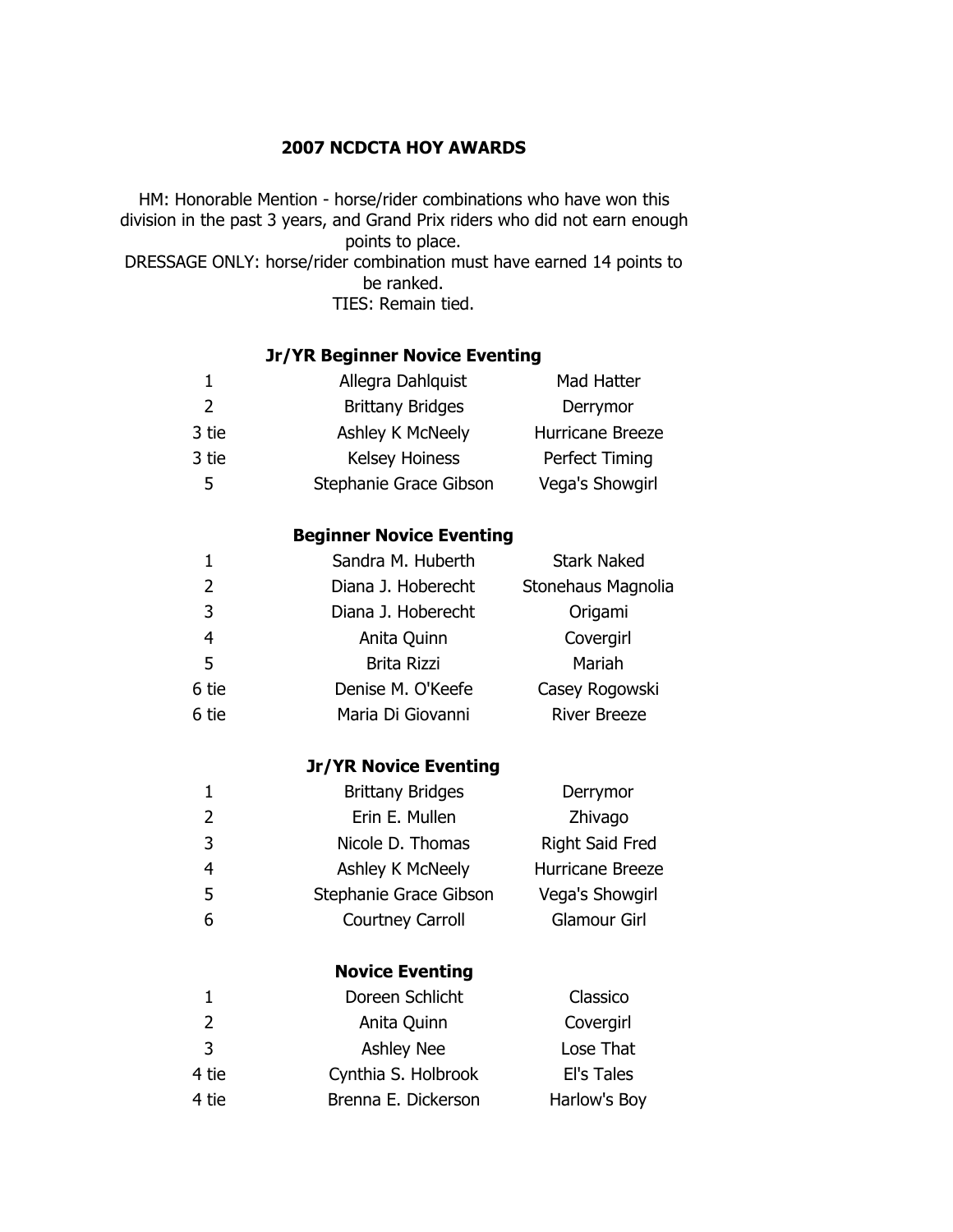# 2007 NCDCTA HOY AWARDS

HM: Honorable Mention - horse/rider combinations who have won this division in the past 3 years, and Grand Prix riders who did not earn enough points to place.
DRESSAGE ONLY: horse/rider combination must have earned 14 points to be ranked.
TIES: Remain tied.

## Jr/YR Beginner Novice Eventing

| | | |
|---|---|---|
| 1 | Allegra Dahlquist | Mad Hatter |
| 2 | Brittany Bridges | Derrymor |
| 3 tie | Ashley K McNeely | Hurricane Breeze |
| 3 tie | Kelsey Hoiness | Perfect Timing |
| 5 | Stephanie Grace Gibson | Vega's Showgirl |

## Beginner Novice Eventing

| | | |
|---|---|---|
| 1 | Sandra M. Huberth | Stark Naked |
| 2 | Diana J. Hoberecht | Stonehaus Magnolia |
| 3 | Diana J. Hoberecht | Origami |
| 4 | Anita Quinn | Covergirl |
| 5 | Brita Rizzi | Mariah |
| 6 tie | Denise M. O'Keefe | Casey Rogowski |
| 6 tie | Maria Di Giovanni | River Breeze |

## Jr/YR Novice Eventing

| | | |
|---|---|---|
| 1 | Brittany Bridges | Derrymor |
| 2 | Erin E. Mullen | Zhivago |
| 3 | Nicole D. Thomas | Right Said Fred |
| 4 | Ashley K McNeely | Hurricane Breeze |
| 5 | Stephanie Grace Gibson | Vega's Showgirl |
| 6 | Courtney Carroll | Glamour Girl |

## Novice Eventing

| | | |
|---|---|---|
| 1 | Doreen Schlicht | Classico |
| 2 | Anita Quinn | Covergirl |
| 3 | Ashley Nee | Lose That |
| 4 tie | Cynthia S. Holbrook | El's Tales |
| 4 tie | Brenna E. Dickerson | Harlow's Boy |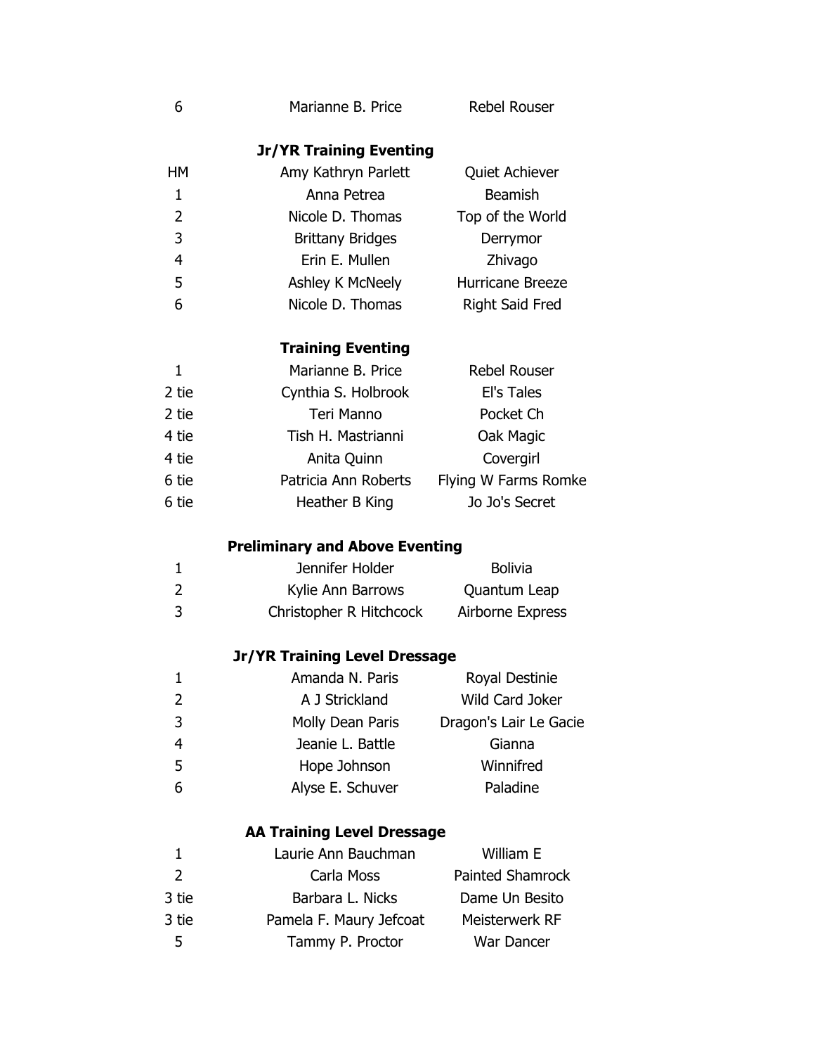| | | |
|---|---|---|
| 6 | Marianne B. Price | Rebel Rouser |

**Jr/YR Training Eventing**

| | | |
|---|---|---|
| HM | Amy Kathryn Parlett | Quiet Achiever |
| 1 | Anna Petrea | Beamish |
| 2 | Nicole D. Thomas | Top of the World |
| 3 | Brittany Bridges | Derrymor |
| 4 | Erin E. Mullen | Zhivago |
| 5 | Ashley K McNeely | Hurricane Breeze |
| 6 | Nicole D. Thomas | Right Said Fred |

**Training Eventing**

| | | |
|---|---|---|
| 1 | Marianne B. Price | Rebel Rouser |
| 2 tie | Cynthia S. Holbrook | El's Tales |
| 2 tie | Teri Manno | Pocket Ch |
| 4 tie | Tish H. Mastrianni | Oak Magic |
| 4 tie | Anita Quinn | Covergirl |
| 6 tie | Patricia Ann Roberts | Flying W Farms Romke |
| 6 tie | Heather B King | Jo Jo's Secret |

**Preliminary and Above Eventing**

| | | |
|---|---|---|
| 1 | Jennifer Holder | Bolivia |
| 2 | Kylie Ann Barrows | Quantum Leap |
| 3 | Christopher R Hitchcock | Airborne Express |

**Jr/YR Training Level Dressage**

| | | |
|---|---|---|
| 1 | Amanda N. Paris | Royal Destinie |
| 2 | A J Strickland | Wild Card Joker |
| 3 | Molly Dean Paris | Dragon's Lair Le Gacie |
| 4 | Jeanie L. Battle | Gianna |
| 5 | Hope Johnson | Winnifred |
| 6 | Alyse E. Schuver | Paladine |

**AA Training Level Dressage**

| | | |
|---|---|---|
| 1 | Laurie Ann Bauchman | William E |
| 2 | Carla Moss | Painted Shamrock |
| 3 tie | Barbara L. Nicks | Dame Un Besito |
| 3 tie | Pamela F. Maury Jefcoat | Meisterwerk RF |
| 5 | Tammy P. Proctor | War Dancer |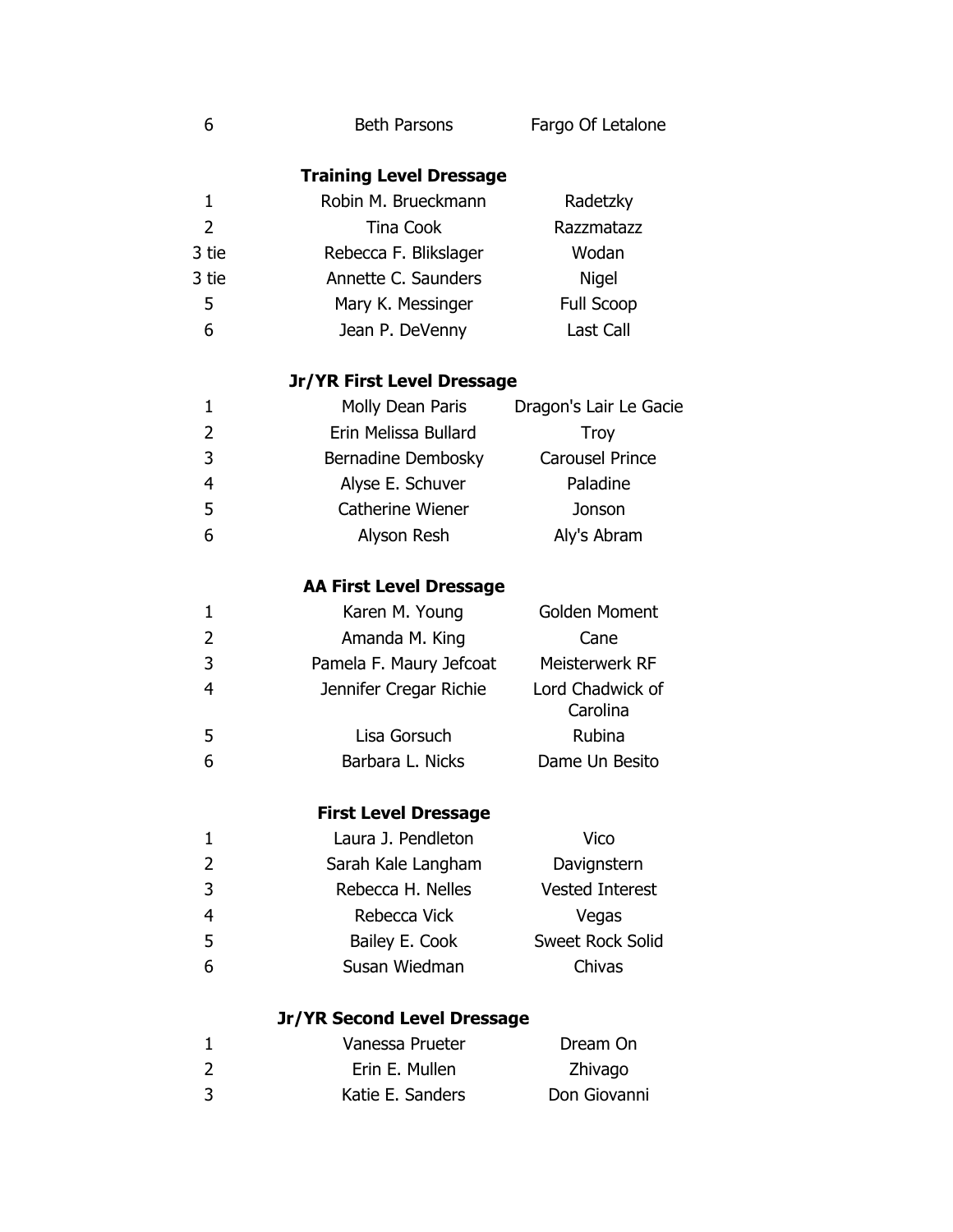| | | |
|---|---|---|
| 6 | Beth Parsons | Fargo Of Letalone |

### Training Level Dressage

| | | |
|---|---|---|
| 1 | Robin M. Brueckmann | Radetzky |
| 2 | Tina Cook | Razzmatazz |
| 3 tie | Rebecca F. Blikslager | Wodan |
| 3 tie | Annette C. Saunders | Nigel |
| 5 | Mary K. Messinger | Full Scoop |
| 6 | Jean P. DeVenny | Last Call |

### Jr/YR First Level Dressage

| | | |
|---|---|---|
| 1 | Molly Dean Paris | Dragon's Lair Le Gacie |
| 2 | Erin Melissa Bullard | Troy |
| 3 | Bernadine Dembosky | Carousel Prince |
| 4 | Alyse E. Schuver | Paladine |
| 5 | Catherine Wiener | Jonson |
| 6 | Alyson Resh | Aly's Abram |

### AA First Level Dressage

| | | |
|---|---|---|
| 1 | Karen M. Young | Golden Moment |
| 2 | Amanda M. King | Cane |
| 3 | Pamela F. Maury Jefcoat | Meisterwerk RF |
| 4 | Jennifer Cregar Richie | Lord Chadwick of Carolina |
| 5 | Lisa Gorsuch | Rubina |
| 6 | Barbara L. Nicks | Dame Un Besito |

### First Level Dressage

| | | |
|---|---|---|
| 1 | Laura J. Pendleton | Vico |
| 2 | Sarah Kale Langham | Davignstern |
| 3 | Rebecca H. Nelles | Vested Interest |
| 4 | Rebecca Vick | Vegas |
| 5 | Bailey E. Cook | Sweet Rock Solid |
| 6 | Susan Wiedman | Chivas |

### Jr/YR Second Level Dressage

| | | |
|---|---|---|
| 1 | Vanessa Prueter | Dream On |
| 2 | Erin E. Mullen | Zhivago |
| 3 | Katie E. Sanders | Don Giovanni |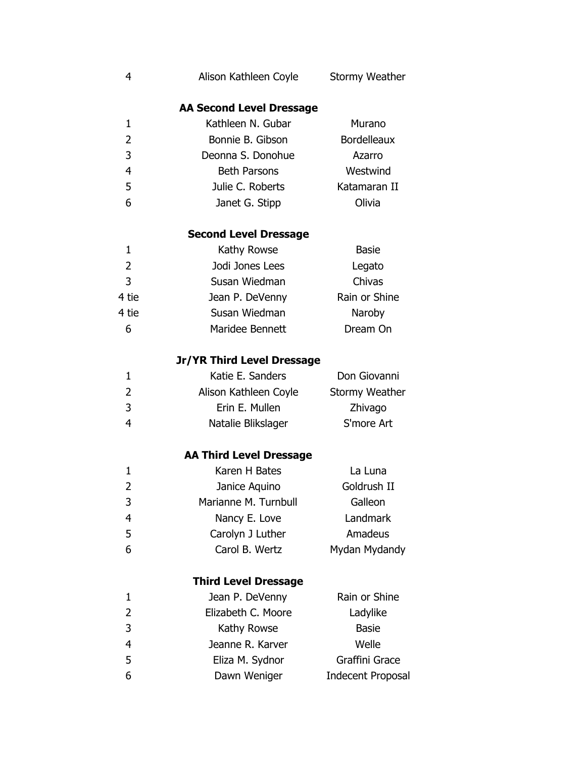| | | |
|---|---|---|
| 4 | Alison Kathleen Coyle | Stormy Weather |

**AA Second Level Dressage**

| | | |
|---|---|---|
| 1 | Kathleen N. Gubar | Murano |
| 2 | Bonnie B. Gibson | Bordelleaux |
| 3 | Deonna S. Donohue | Azarro |
| 4 | Beth Parsons | Westwind |
| 5 | Julie C. Roberts | Katamaran II |
| 6 | Janet G. Stipp | Olivia |

**Second Level Dressage**

| | | |
|---|---|---|
| 1 | Kathy Rowse | Basie |
| 2 | Jodi Jones Lees | Legato |
| 3 | Susan Wiedman | Chivas |
| 4 tie | Jean P. DeVenny | Rain or Shine |
| 4 tie | Susan Wiedman | Naroby |
| 6 | Maridee Bennett | Dream On |

**Jr/YR Third Level Dressage**

| | | |
|---|---|---|
| 1 | Katie E. Sanders | Don Giovanni |
| 2 | Alison Kathleen Coyle | Stormy Weather |
| 3 | Erin E. Mullen | Zhivago |
| 4 | Natalie Blikslager | S'more Art |

**AA Third Level Dressage**

| | | |
|---|---|---|
| 1 | Karen H Bates | La Luna |
| 2 | Janice Aquino | Goldrush II |
| 3 | Marianne M. Turnbull | Galleon |
| 4 | Nancy E. Love | Landmark |
| 5 | Carolyn J Luther | Amadeus |
| 6 | Carol B. Wertz | Mydan Mydandy |

**Third Level Dressage**

| | | |
|---|---|---|
| 1 | Jean P. DeVenny | Rain or Shine |
| 2 | Elizabeth C. Moore | Ladylike |
| 3 | Kathy Rowse | Basie |
| 4 | Jeanne R. Karver | Welle |
| 5 | Eliza M. Sydnor | Graffini Grace |
| 6 | Dawn Weniger | Indecent Proposal |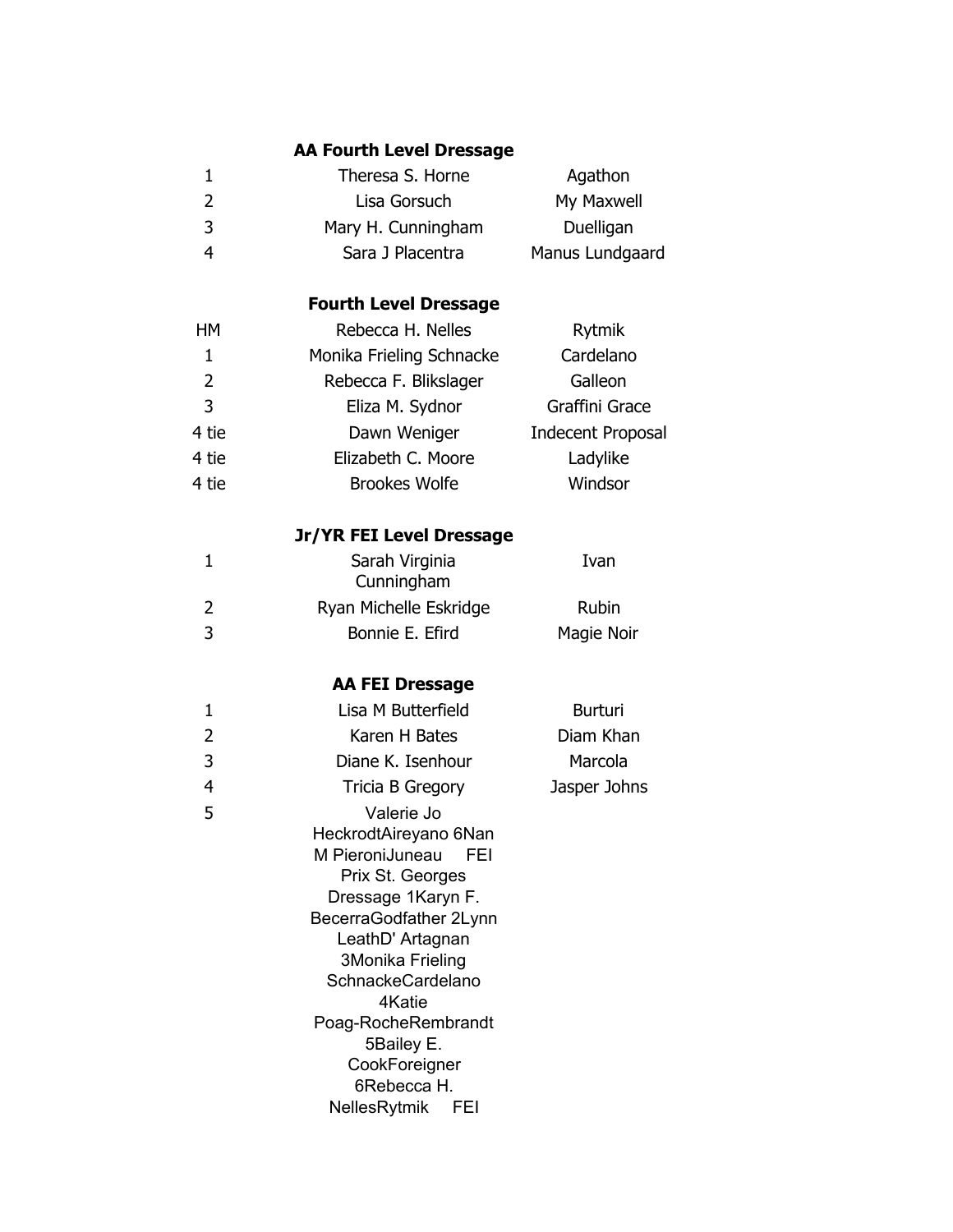**AA Fourth Level Dressage**

| | | |
|---|---|---|
| 1 | Theresa S. Horne | Agathon |
| 2 | Lisa Gorsuch | My Maxwell |
| 3 | Mary H. Cunningham | Duelligan |
| 4 | Sara J Placentra | Manus Lundgaard |

**Fourth Level Dressage**

| | | |
|---|---|---|
| HM | Rebecca H. Nelles | Rytmik |
| 1 | Monika Frieling Schnacke | Cardelano |
| 2 | Rebecca F. Blikslager | Galleon |
| 3 | Eliza M. Sydnor | Graffini Grace |
| 4 tie | Dawn Weniger | Indecent Proposal |
| 4 tie | Elizabeth C. Moore | Ladylike |
| 4 tie | Brookes Wolfe | Windsor |

**Jr/YR FEI Level Dressage**

| | | |
|---|---|---|
| 1 | Sarah Virginia Cunningham | Ivan |
| 2 | Ryan Michelle Eskridge | Rubin |
| 3 | Bonnie E. Efird | Magie Noir |

**AA FEI Dressage**

| | | |
|---|---|---|
| 1 | Lisa M Butterfield | Burturi |
| 2 | Karen H Bates | Diam Khan |
| 3 | Diane K. Isenhour | Marcola |
| 4 | Tricia B Gregory | Jasper Johns |
| 5 | Valerie Jo Heckrodt | Aireyano |
| 6 | Nan M Pieroni | Juneau |

**FEI Prix St. Georges Dressage**

| | | |
|---|---|---|
| 1 | Karyn F. Becerra | Godfather |
| 2 | Lynn Leath | D' Artagnan |
| 3 | Monika Frieling Schnacke | Cardelano |
| 4 | Katie Poag-Roche | Rembrandt |
| 5 | Bailey E. Cook | Foreigner |
| 6 | Rebecca H. Nelles | Rytmik |

FEI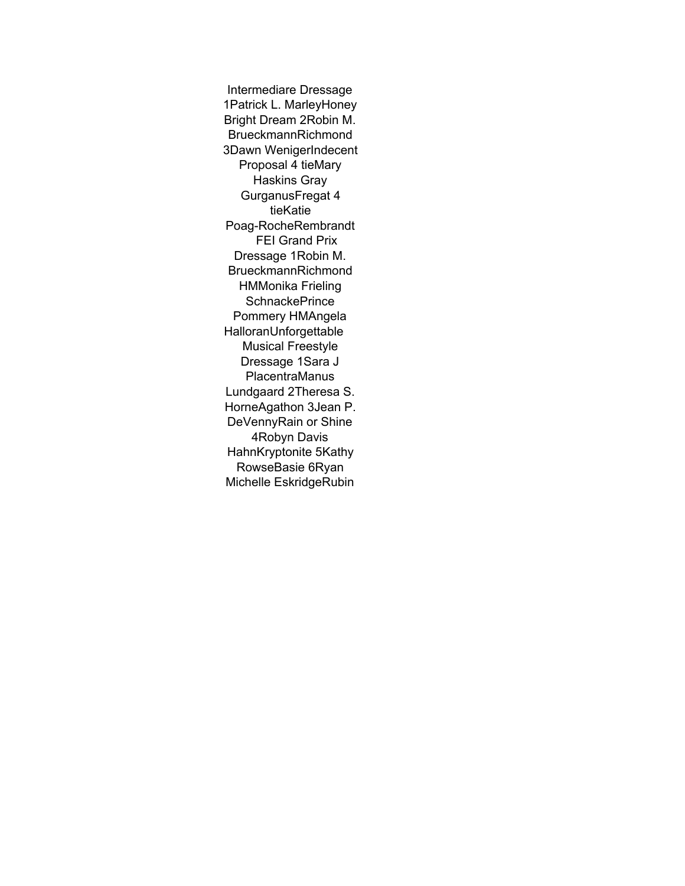Intermediare Dressage
1Patrick L. MarleyHoney Bright Dream 2Robin M. BrueckmannRichmond 3Dawn WenigerIndecent Proposal 4 tieMary Haskins Gray GurganusFregat 4 tieKatie Poag-RocheRembrandt

FEI Grand Prix Dressage 1Robin M. BrueckmannRichmond HMMonika Frieling SchnackePrince Pommery HMAngela HalloranUnforgettable

Musical Freestyle Dressage 1Sara J PlacentraManus Lundgaard 2Theresa S. HorneAgathon 3Jean P. DeVennyRain or Shine 4Robyn Davis HahnKryptonite 5Kathy RowseBasie 6Ryan Michelle EskridgeRubin